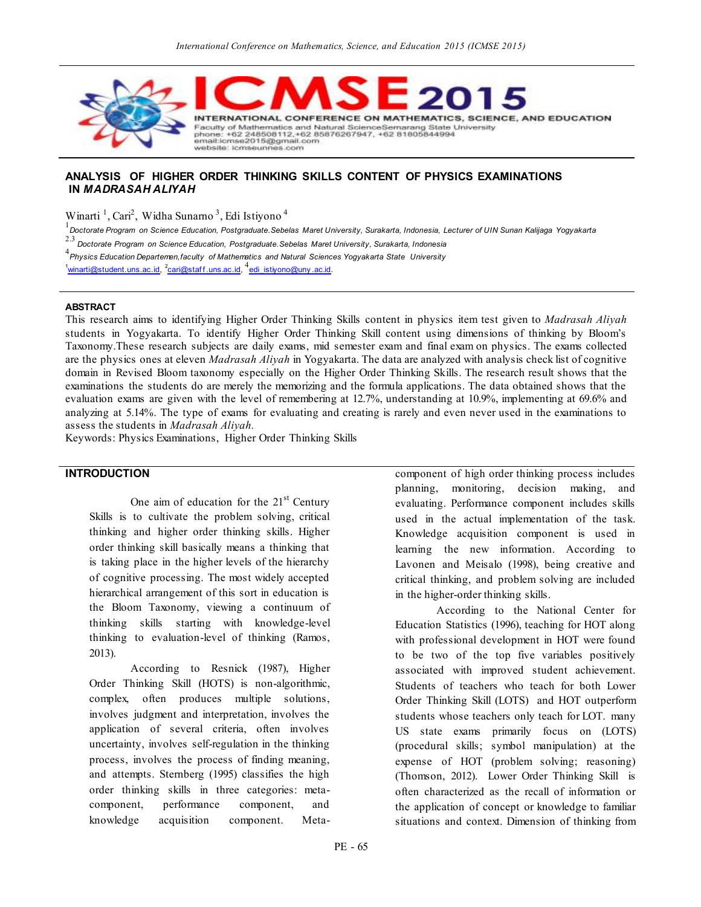# ANALYSIS OF HIGHER ORDER THINKING SKILLS CONTENT OF PHYSICS EXAMINATIONS IN *MADRASAH ALIYAH*

Winarti [1], Cari[2], Widha Sunarno [3], Edi Istiyono [4]

[1] Doctorate Program on Science Education, Postgraduate.Sebelas Maret University, Surakarta, Indonesia, Lecturer of UIN Sunan Kalijaga Yogyakarta

[2.3] Doctorate Program on Science Education, Postgraduate.Sebelas Maret University, Surakarta, Indonesia

[4] Physics Education Departemen,faculty of Mathematics and Natural Sciences Yogyakarta State University

[1]winarti@student.uns.ac.id, [2]cari@staff.uns.ac.id, [4]edi_istiyono@uny.ac.id.

## ABSTRACT

This research aims to identifying Higher Order Thinking Skills content in physics item test given to *Madrasah Aliyah* students in Yogyakarta. To identify Higher Order Thinking Skill content using dimensions of thinking by Bloom's Taxonomy.These research subjects are daily exams, mid semester exam and final exam on physics. The exams collected are the physics ones at eleven *Madrasah Aliyah* in Yogyakarta. The data are analyzed with analysis check list of cognitive domain in Revised Bloom taxonomy especially on the Higher Order Thinking Skills. The research result shows that the examinations the students do are merely the memorizing and the formula applications. The data obtained shows that the evaluation exams are given with the level of remembering at 12.7%, understanding at 10.9%, implementing at 69.6% and analyzing at 5.14%. The type of exams for evaluating and creating is rarely and even never used in the examinations to assess the students in *Madrasah Aliyah.*

Keywords: Physics Examinations, Higher Order Thinking Skills

## INTRODUCTION

One aim of education for the 21st Century Skills is to cultivate the problem solving, critical thinking and higher order thinking skills. Higher order thinking skill basically means a thinking that is taking place in the higher levels of the hierarchy of cognitive processing. The most widely accepted hierarchical arrangement of this sort in education is the Bloom Taxonomy, viewing a continuum of thinking skills starting with knowledge-level thinking to evaluation-level of thinking (Ramos, 2013).

According to Resnick (1987), Higher Order Thinking Skill (HOTS) is non-algorithmic, complex, often produces multiple solutions, involves judgment and interpretation, involves the application of several criteria, often involves uncertainty, involves self-regulation in the thinking process, involves the process of finding meaning, and attempts. Sternberg (1995) classifies the high order thinking skills in three categories: meta-component, performance component, and knowledge acquisition component. Meta-component of high order thinking process includes planning, monitoring, decision making, and evaluating. Performance component includes skills used in the actual implementation of the task. Knowledge acquisition component is used in learning the new information. According to Lavonen and Meisalo (1998), being creative and critical thinking, and problem solving are included in the higher-order thinking skills.

According to the National Center for Education Statistics (1996), teaching for HOT along with professional development in HOT were found to be two of the top five variables positively associated with improved student achievement. Students of teachers who teach for both Lower Order Thinking Skill (LOTS) and HOT outperform students whose teachers only teach for LOT. many US state exams primarily focus on (LOTS) (procedural skills; symbol manipulation) at the expense of HOT (problem solving; reasoning) (Thomson, 2012). Lower Order Thinking Skill is often characterized as the recall of information or the application of concept or knowledge to familiar situations and context. Dimension of thinking from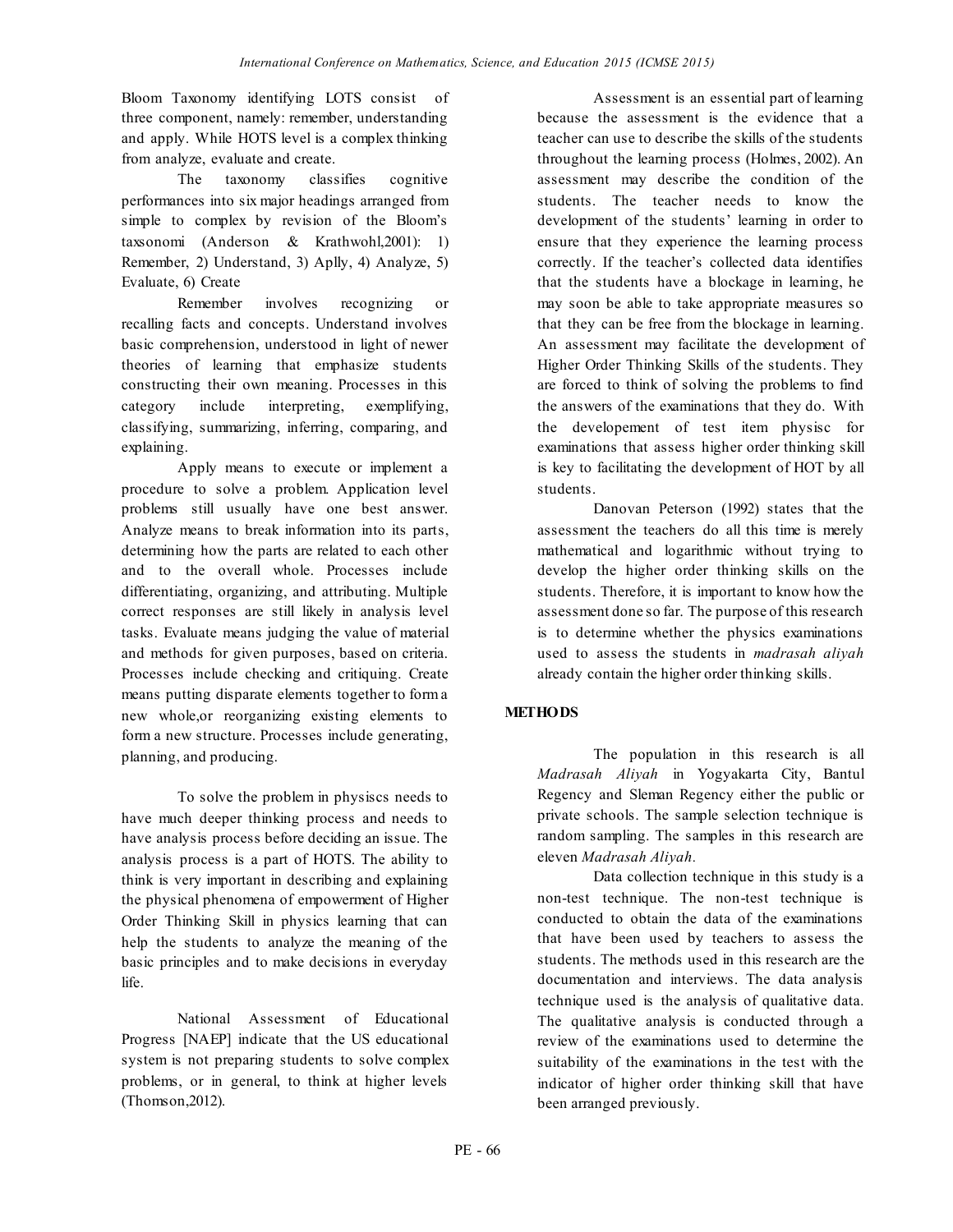Bloom Taxonomy identifying LOTS consist of three component, namely: remember, understanding and apply. While HOTS level is a complex thinking from analyze, evaluate and create.

The taxonomy classifies cognitive performances into six major headings arranged from simple to complex by revision of the Bloom's taxsonomi (Anderson & Krathwohl,2001): 1) Remember, 2) Understand, 3) Apl1y, 4) Analyze, 5) Evaluate, 6) Create

Remember involves recognizing or recalling facts and concepts. Understand involves basic comprehension, understood in light of newer theories of learning that emphasize students constructing their own meaning. Processes in this category include interpreting, exemplifying, classifying, summarizing, inferring, comparing, and explaining.

Apply means to execute or implement a procedure to solve a problem. Application level problems still usually have one best answer. Analyze means to break information into its parts, determining how the parts are related to each other and to the overall whole. Processes include differentiating, organizing, and attributing. Multiple correct responses are still likely in analysis level tasks. Evaluate means judging the value of material and methods for given purposes, based on criteria. Processes include checking and critiquing. Create means putting disparate elements together to form a new whole,or reorganizing existing elements to form a new structure. Processes include generating, planning, and producing.

To solve the problem in physiscs needs to have much deeper thinking process and needs to have analysis process before deciding an issue. The analysis process is a part of HOTS. The ability to think is very important in describing and explaining the physical phenomena of empowerment of Higher Order Thinking Skill in physics learning that can help the students to analyze the meaning of the basic principles and to make decisions in everyday life.

National Assessment of Educational Progress [NAEP] indicate that the US educational system is not preparing students to solve complex problems, or in general, to think at higher levels (Thomson,2012).

Assessment is an essential part of learning because the assessment is the evidence that a teacher can use to describe the skills of the students throughout the learning process (Holmes, 2002). An assessment may describe the condition of the students. The teacher needs to know the development of the students' learning in order to ensure that they experience the learning process correctly. If the teacher's collected data identifies that the students have a blockage in learning, he may soon be able to take appropriate measures so that they can be free from the blockage in learning. An assessment may facilitate the development of Higher Order Thinking Skills of the students. They are forced to think of solving the problems to find the answers of the examinations that they do. With the developement of test item physisc for examinations that assess higher order thinking skill is key to facilitating the development of HOT by all students.

Danovan Peterson (1992) states that the assessment the teachers do all this time is merely mathematical and logarithmic without trying to develop the higher order thinking skills on the students. Therefore, it is important to know how the assessment done so far. The purpose of this research is to determine whether the physics examinations used to assess the students in *madrasah aliyah* already contain the higher order thinking skills.

## METHODS

The population in this research is all *Madrasah Aliyah* in Yogyakarta City, Bantul Regency and Sleman Regency either the public or private schools. The sample selection technique is random sampling. The samples in this research are eleven *Madrasah Aliyah*.

Data collection technique in this study is a non-test technique. The non-test technique is conducted to obtain the data of the examinations that have been used by teachers to assess the students. The methods used in this research are the documentation and interviews. The data analysis technique used is the analysis of qualitative data. The qualitative analysis is conducted through a review of the examinations used to determine the suitability of the examinations in the test with the indicator of higher order thinking skill that have been arranged previously.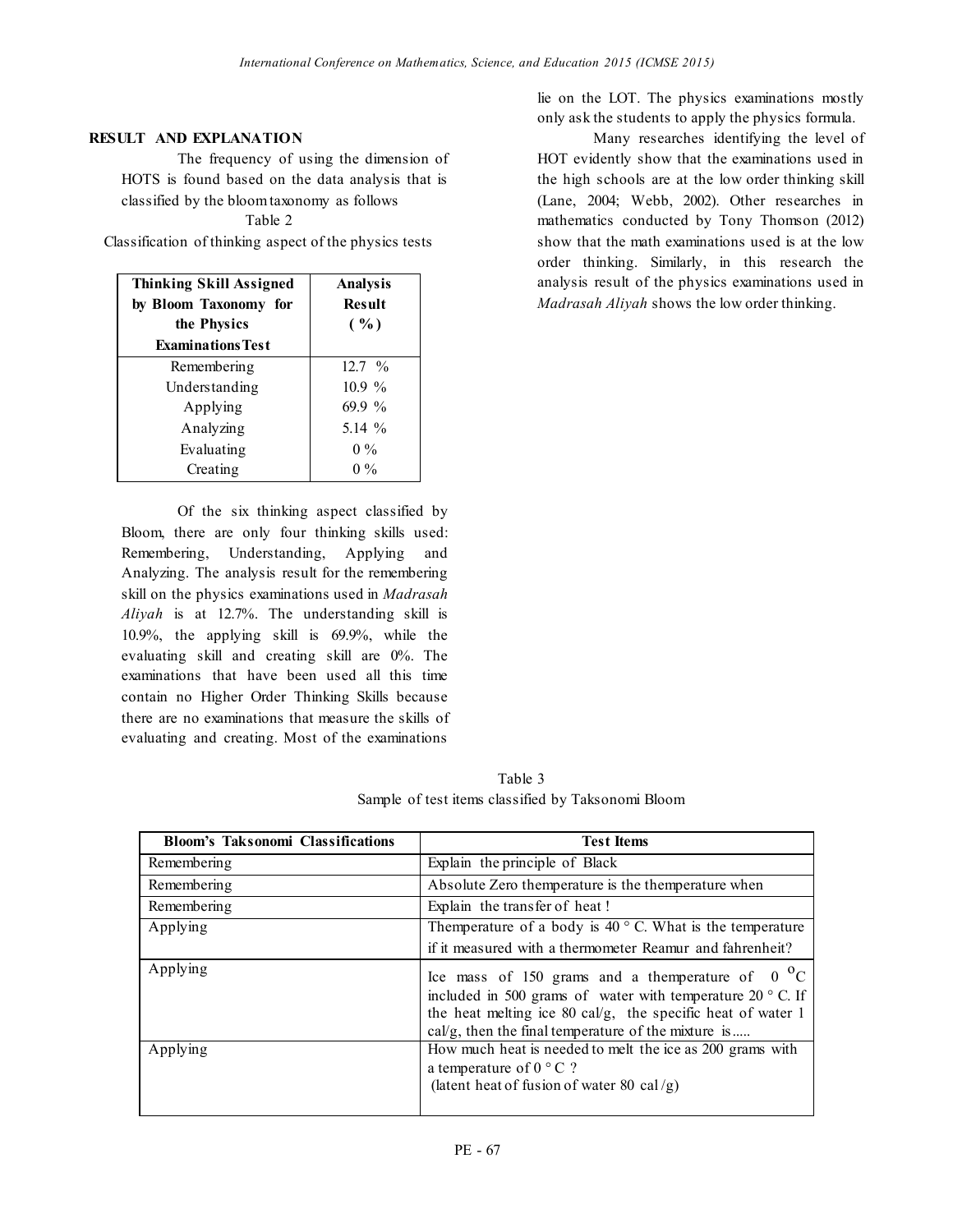## RESULT AND EXPLANATION

The frequency of using the dimension of HOTS is found based on the data analysis that is classified by the bloom taxonomy as follows

Table 2

Classification of thinking aspect of the physics tests

| Thinking Skill Assigned by Bloom Taxonomy for the Physics Examinations Test | Analysis Result (%) |
|---|---|
| Remembering | 12.7 % |
| Understanding | 10.9 % |
| Applying | 69.9 % |
| Analyzing | 5.14 % |
| Evaluating | 0 % |
| Creating | 0 % |

Of the six thinking aspect classified by Bloom, there are only four thinking skills used: Remembering, Understanding, Applying and Analyzing. The analysis result for the remembering skill on the physics examinations used in *Madrasah Aliyah* is at 12.7%. The understanding skill is 10.9%, the applying skill is 69.9%, while the evaluating skill and creating skill are 0%. The examinations that have been used all this time contain no Higher Order Thinking Skills because there are no examinations that measure the skills of evaluating and creating. Most of the examinations lie on the LOT. The physics examinations mostly only ask the students to apply the physics formula.

Many researches identifying the level of HOT evidently show that the examinations used in the high schools are at the low order thinking skill (Lane, 2004; Webb, 2002). Other researches in mathematics conducted by Tony Thomson (2012) show that the math examinations used is at the low order thinking. Similarly, in this research the analysis result of the physics examinations used in *Madrasah Aliyah* shows the low order thinking.

Table 3

Sample of test items classified by Taksonomi Bloom

| Bloom's Taksonomi Classifications | Test Items |
|---|---|
| Remembering | Explain the principle of Black |
| Remembering | Absolute Zero themperature is the themperature when |
| Remembering | Explain the transfer of heat ! |
| Applying | Themperature of a body is 40 ° C. What is the temperature if it measured with a thermometer Reamur and fahrenheit? |
| Applying | Ice mass of 150 grams and a themperature of 0 °C included in 500 grams of water with temperature 20 ° C. If the heat melting ice 80 cal/g, the specific heat of water 1 cal/g, then the final temperature of the mixture is..... |
| Applying | How much heat is needed to melt the ice as 200 grams with a temperature of 0 ° C ? (latent heat of fusion of water 80 cal /g) |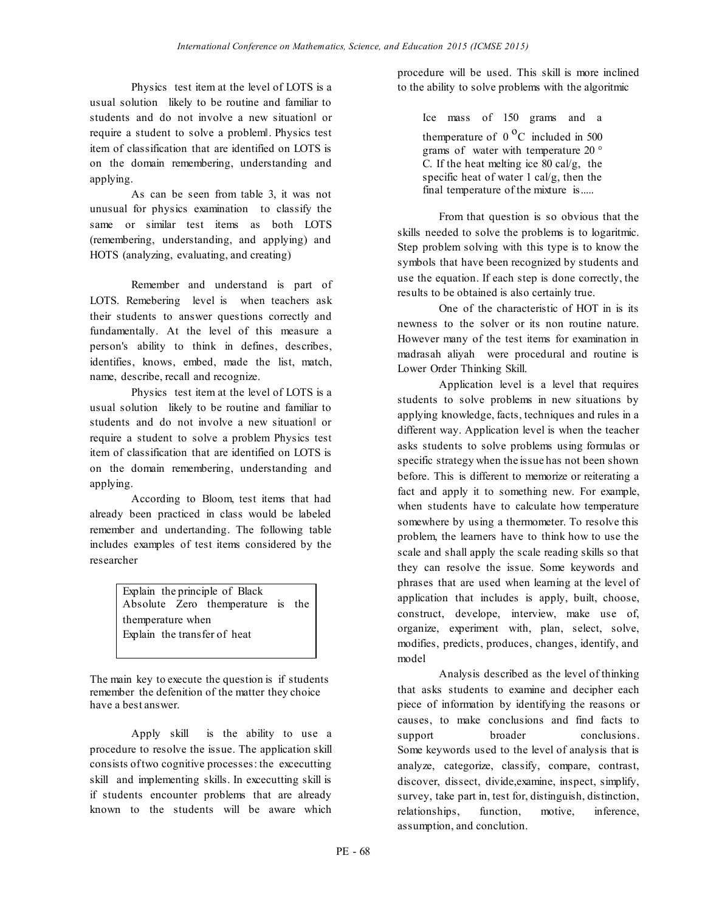Physics test item at the level of LOTS is a usual solution likely to be routine and familiar to students and do not involve a new situation‖ or require a student to solve a problem‖. Physics test item of classification that are identified on LOTS is on the domain remembering, understanding and applying.

As can be seen from table 3, it was not unusual for physics examination to classify the same or similar test items as both LOTS (remembering, understanding, and applying) and HOTS (analyzing, evaluating, and creating)

Remember and understand is part of LOTS. Remebering level is when teachers ask their students to answer questions correctly and fundamentally. At the level of this measure a person's ability to think in defines, describes, identifies, knows, embed, made the list, match, name, describe, recall and recognize.

Physics test item at the level of LOTS is a usual solution likely to be routine and familiar to students and do not involve a new situation‖ or require a student to solve a problem Physics test item of classification that are identified on LOTS is on the domain remembering, understanding and applying.

According to Bloom, test items that had already been practiced in class would be labeled remember and undertanding. The following table includes examples of test items considered by the researcher

| Explain the principle of Black |
| --- |
| Absolute Zero themperature is the themperature when |
| Explain the transfer of heat |

The main key to execute the question is if students remember the defenition of the matter they choice have a best answer.

Apply skill is the ability to use a procedure to resolve the issue. The application skill consists of two cognitive processes: the excecutting skill and implementing skills. In excecutting skill is if students encounter problems that are already known to the students will be aware which procedure will be used. This skill is more inclined to the ability to solve problems with the algoritmic

> Ice mass of 150 grams and a themperature of $0\,^{o}C$ included in 500 grams of water with temperature 20 ° C. If the heat melting ice 80 cal/g, the specific heat of water 1 cal/g, then the final temperature of the mixture is.....

From that question is so obvious that the skills needed to solve the problems is to logaritmic. Step problem solving with this type is to know the symbols that have been recognized by students and use the equation. If each step is done correctly, the results to be obtained is also certainly true.

One of the characteristic of HOT in is its newness to the solver or its non routine nature. However many of the test items for examination in madrasah aliyah were procedural and routine is Lower Order Thinking Skill.

Application level is a level that requires students to solve problems in new situations by applying knowledge, facts, techniques and rules in a different way. Application level is when the teacher asks students to solve problems using formulas or specific strategy when the issue has not been shown before. This is different to memorize or reiterating a fact and apply it to something new. For example, when students have to calculate how temperature somewhere by using a thermometer. To resolve this problem, the learners have to think how to use the scale and shall apply the scale reading skills so that they can resolve the issue. Some keywords and phrases that are used when learning at the level of application that includes is apply, built, choose, construct, develope, interview, make use of, organize, experiment with, plan, select, solve, modifies, predicts, produces, changes, identify, and model

Analysis described as the level of thinking that asks students to examine and decipher each piece of information by identifying the reasons or causes, to make conclusions and find facts to support broader conclusions. Some keywords used to the level of analysis that is analyze, categorize, classify, compare, contrast, discover, dissect, divide,examine, inspect, simplify, survey, take part in, test for, distinguish, distinction, relationships, function, motive, inference, assumption, and conclution.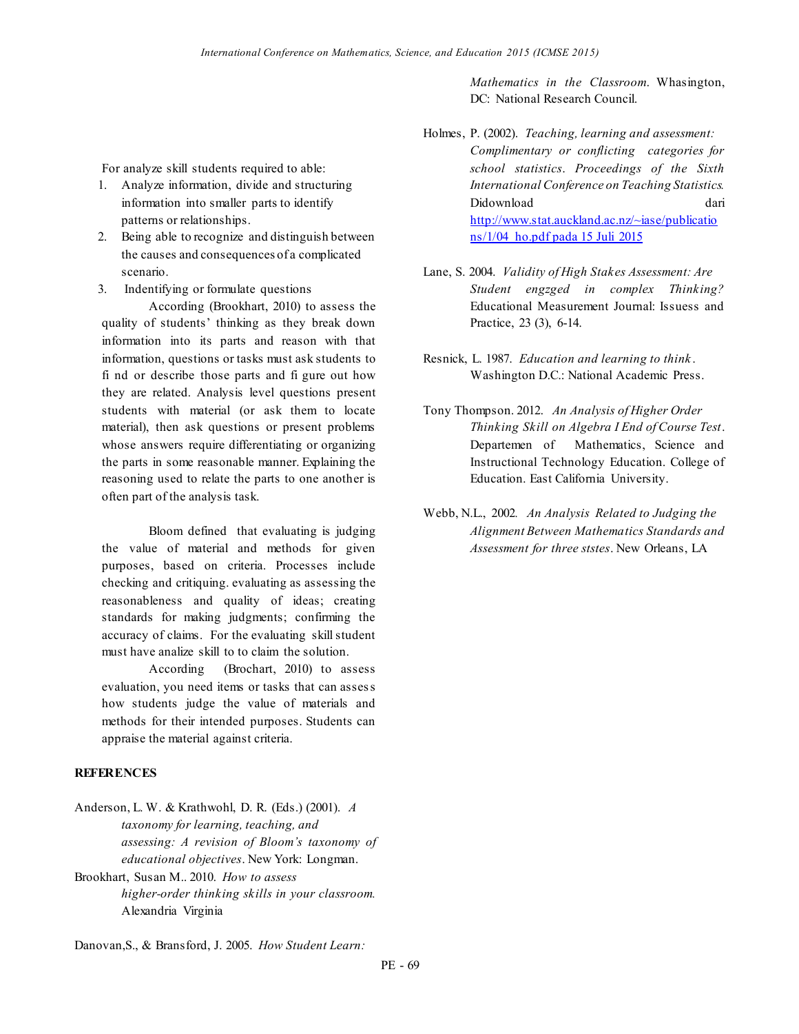For analyze skill students required to able:

1. Analyze information, divide and structuring information into smaller parts to identify patterns or relationships.
2. Being able to recognize and distinguish between the causes and consequences of a complicated scenario.
3. Indentifying or formulate questions

According (Brookhart, 2010) to assess the quality of students' thinking as they break down information into its parts and reason with that information, questions or tasks must ask students to fi nd or describe those parts and fi gure out how they are related. Analysis level questions present students with material (or ask them to locate material), then ask questions or present problems whose answers require differentiating or organizing the parts in some reasonable manner. Explaining the reasoning used to relate the parts to one another is often part of the analysis task.

Bloom defined that evaluating is judging the value of material and methods for given purposes, based on criteria. Processes include checking and critiquing. evaluating as assessing the reasonableness and quality of ideas; creating standards for making judgments; confirming the accuracy of claims. For the evaluating skill student must have analize skill to to claim the solution.

According (Brochart, 2010) to assess evaluation, you need items or tasks that can assess how students judge the value of materials and methods for their intended purposes. Students can appraise the material against criteria.

## REFERENCES

Anderson, L. W. & Krathwohl, D. R. (Eds.) (2001). *A taxonomy for learning, teaching, and assessing: A revision of Bloom's taxonomy of educational objectives*. New York: Longman.

Brookhart, Susan M.. 2010. *How to assess higher-order thinking skills in your classroom.* Alexandria Virginia

Danovan,S., & Bransford, J. 2005. *How Student Learn: Mathematics in the Classroom.* Whasington, DC: National Research Council.

Holmes, P. (2002). *Teaching, learning and assessment: Complimentary or conflicting categories for school statistics. Proceedings of the Sixth International Conference on Teaching Statistics.* Didownload dari http://www.stat.auckland.ac.nz/~iase/publications/1/04_ho.pdf pada 15 Juli 2015

Lane, S. 2004. *Validity of High Stakes Assessment: Are Student engzged in complex Thinking?* Educational Measurement Journal: Issuess and Practice, 23 (3), 6-14.

Resnick, L. 1987. *Education and learning to think*. Washington D.C.: National Academic Press.

Tony Thompson. 2012. *An Analysis of Higher Order Thinking Skill on Algebra I End of Course Test*. Departemen of Mathematics, Science and Instructional Technology Education. College of Education. East California University.

Webb, N.L., 2002. *An Analysis Related to Judging the Alignment Between Mathematics Standards and Assessment for three ststes*. New Orleans, LA